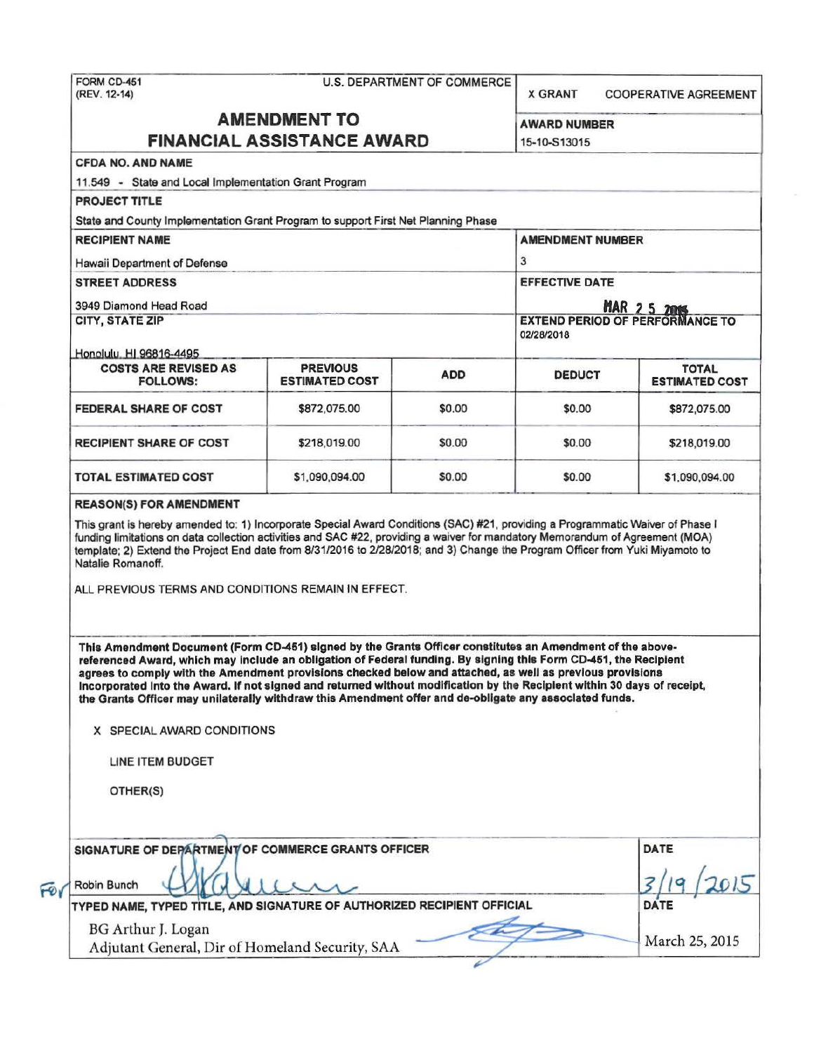FORM CD-451
(REV. 12-14)

U.S. DEPARTMENT OF COMMERCE

X GRANT     COOPERATIVE AGREEMENT

# AMENDMENT TO FINANCIAL ASSISTANCE AWARD

**AWARD NUMBER**
15-10-S13015

**CFDA NO. AND NAME**
11.549 - State and Local Implementation Grant Program

**PROJECT TITLE**
State and County Implementation Grant Program to support First Net Planning Phase

**RECIPIENT NAME**
Hawaii Department of Defense

**AMENDMENT NUMBER**
3

**STREET ADDRESS**
3949 Diamond Head Road

**EFFECTIVE DATE**
MAR 25 2015

**CITY, STATE ZIP**
Honolulu, HI 96816-4495

**EXTEND PERIOD OF PERFORMANCE TO**
02/28/2018

| COSTS ARE REVISED AS FOLLOWS: | PREVIOUS ESTIMATED COST | ADD | DEDUCT | TOTAL ESTIMATED COST |
|---|---|---|---|---|
| FEDERAL SHARE OF COST | $872,075.00 | $0.00 | $0.00 | $872,075.00 |
| RECIPIENT SHARE OF COST | $218,019.00 | $0.00 | $0.00 | $218,019.00 |
| TOTAL ESTIMATED COST | $1,090,094.00 | $0.00 | $0.00 | $1,090,094.00 |

**REASON(S) FOR AMENDMENT**

This grant is hereby amended to: 1) Incorporate Special Award Conditions (SAC) #21, providing a Programmatic Waiver of Phase I funding limitations on data collection activities and SAC #22, providing a waiver for mandatory Memorandum of Agreement (MOA) template; 2) Extend the Project End date from 8/31/2016 to 2/28/2018; and 3) Change the Program Officer from Yuki Miyamoto to Natalie Romanoff.

ALL PREVIOUS TERMS AND CONDITIONS REMAIN IN EFFECT.

**This Amendment Document (Form CD-451) signed by the Grants Officer constitutes an Amendment of the above-referenced Award, which may include an obligation of Federal funding. By signing this Form CD-451, the Recipient agrees to comply with the Amendment provisions checked below and attached, as well as previous provisions incorporated into the Award. If not signed and returned without modification by the Recipient within 30 days of receipt, the Grants Officer may unilaterally withdraw this Amendment offer and de-obligate any associated funds.**

X SPECIAL AWARD CONDITIONS

LINE ITEM BUDGET

OTHER(S)

**SIGNATURE OF DEPARTMENT OF COMMERCE GRANTS OFFICER**

For Robin Bunch

**DATE**
3/19/2015

**TYPED NAME, TYPED TITLE, AND SIGNATURE OF AUTHORIZED RECIPIENT OFFICIAL**

BG Arthur J. Logan
Adjutant General, Dir of Homeland Security, SAA

**DATE**
March 25, 2015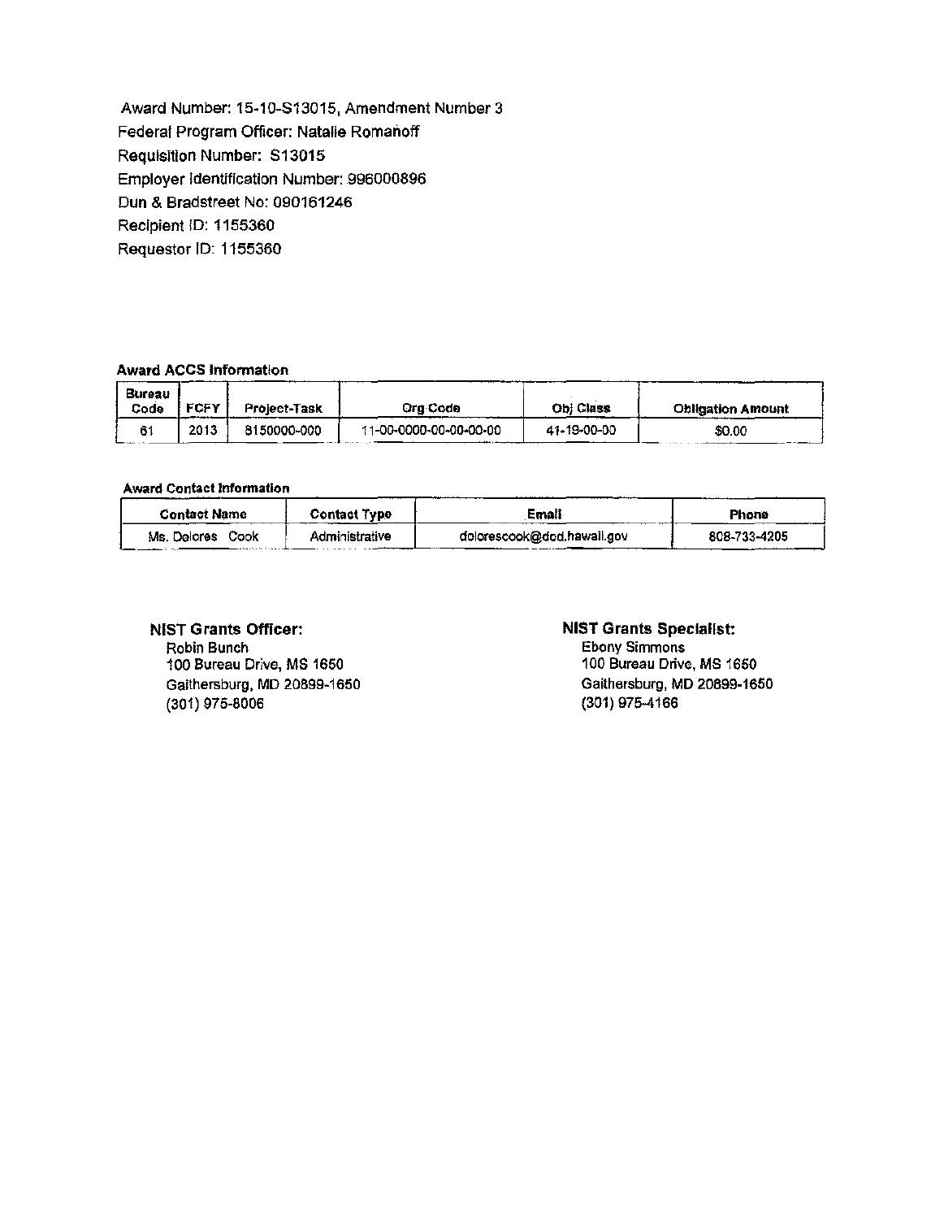Award Number: 15-10-S13015, Amendment Number 3
Federal Program Officer: Natalie Romanoff
Requisition Number: S13015
Employer Identification Number: 996000896
Dun & Bradstreet No: 090161246
Recipient ID: 1155360
Requestor ID: 1155360

**Award ACCS Information**

| Bureau Code | FCFY | Project-Task | Org Code | Obj Class | Obligation Amount |
|---|---|---|---|---|---|
| 61 | 2013 | 8150000-000 | 11-00-0000-00-00-00-00 | 41-19-00-00 | $0.00 |

**Award Contact Information**

| Contact Name | Contact Type | Email | Phone |
|---|---|---|---|
| Ms. Dolores Cook | Administrative | dolorescook@dod.hawaii.gov | 808-733-4205 |

**NIST Grants Officer:**
Robin Bunch
100 Bureau Drive, MS 1650
Gaithersburg, MD 20899-1650
(301) 975-8006

**NIST Grants Specialist:**
Ebony Simmons
100 Bureau Drive, MS 1650
Gaithersburg, MD 20899-1650
(301) 975-4166